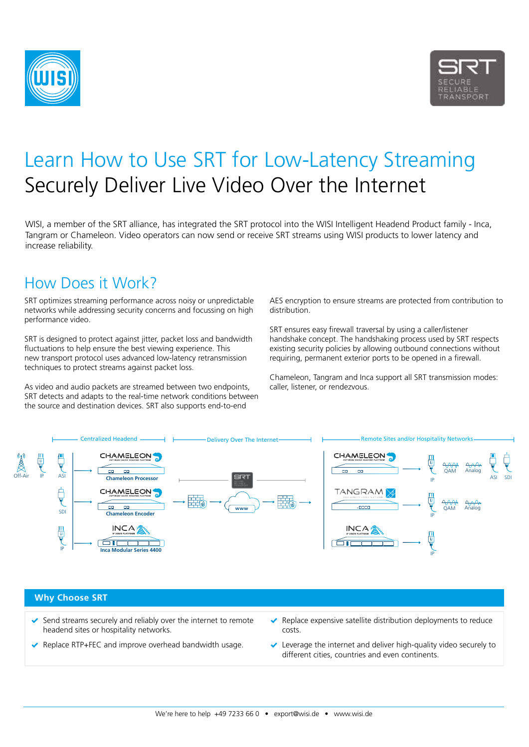# Learn How to Use SRT for Low-Latency Streaming

## Securely Deliver Live Video Over the Internet

WISI, a member of the SRT alliance, has integrated the SRT protocol into the WISI Intelligent Headend Product family - Inca, Tangram or Chameleon. Video operators can now send or receive SRT streams using WISI products to lower latency and increase reliability.

## How Does it Work?

SRT optimizes streaming performance across noisy or unpredictable networks while addressing security concerns and focussing on high performance video.

SRT is designed to protect against jitter, packet loss and bandwidth fluctuations to help ensure the best viewing experience. This new transport protocol uses advanced low-latency retransmission techniques to protect streams against packet loss.

As video and audio packets are streamed between two endpoints, SRT detects and adapts to the real-time network conditions between the source and destination devices. SRT also supports end-to-end AES encryption to ensure streams are protected from contribution to distribution.

SRT ensures easy firewall traversal by using a caller/listener handshake concept. The handshaking process used by SRT respects existing security policies by allowing outbound connections without requiring, permanent exterior ports to be opened in a firewall.

Chameleon, Tangram and Inca support all SRT transmission modes: caller, listener, or rendezvous.

Centralized Headend — Delivery Over The Internet — Remote Sites and/or Hospitality Networks

Off-Air, IP, ASI, SDI, IP → Chameleon Processor, Chameleon Encoder, Inca Modular Series 4400 → www → Chameleon, Tangram, Inca → IP, QAM, Analog, ASI, SDI

## Why Choose SRT

- Send streams securely and reliably over the internet to remote headend sites or hospitality networks.
- Replace RTP+FEC and improve overhead bandwidth usage.
- Replace expensive satellite distribution deployments to reduce costs.
- Leverage the internet and deliver high-quality video securely to different cities, countries and even continents.

We're here to help +49 7233 66 0 • export@wisi.de • www.wisi.de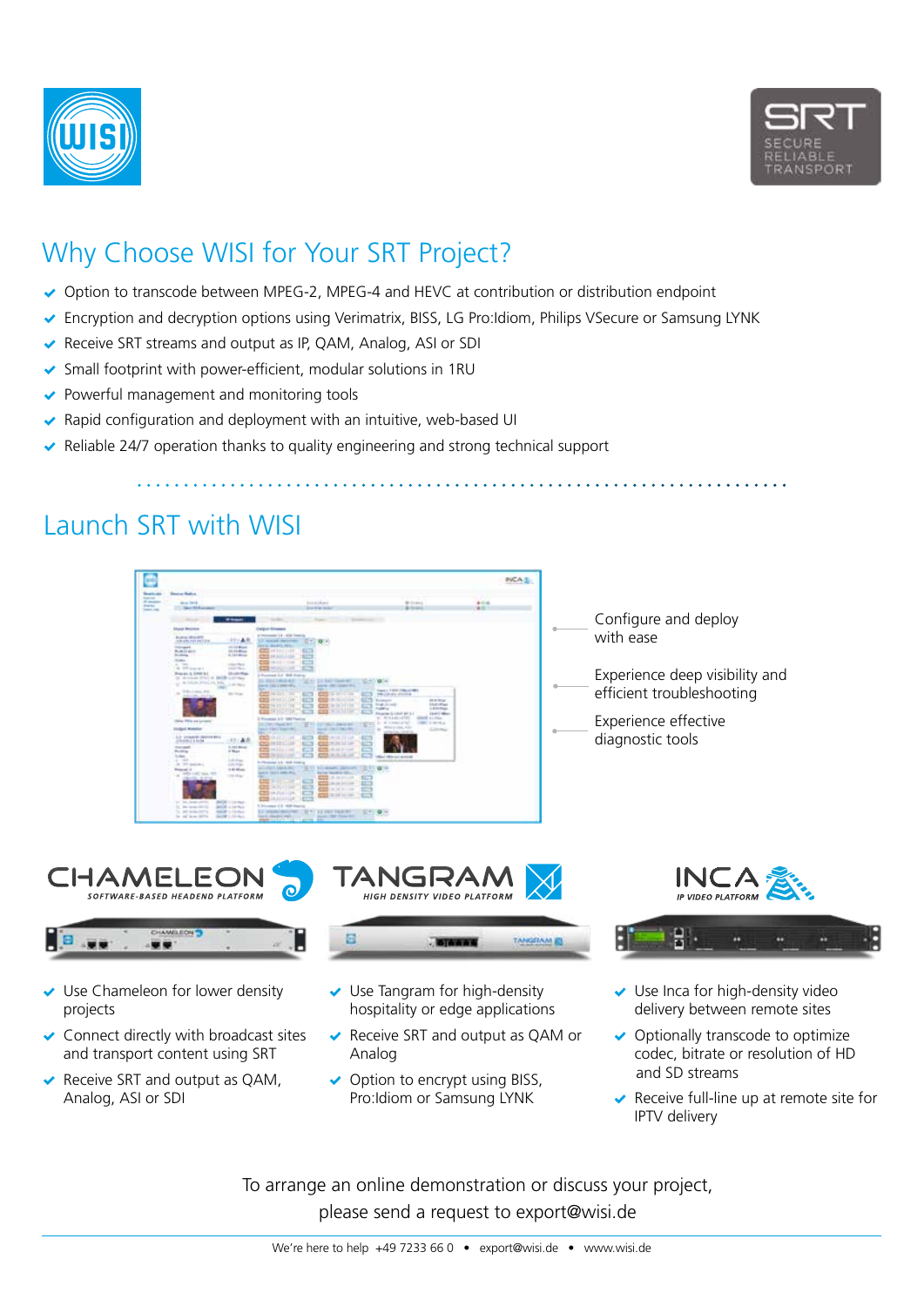# Why Choose WISI for Your SRT Project?

- Option to transcode between MPEG-2, MPEG-4 and HEVC at contribution or distribution endpoint
- Encryption and decryption options using Verimatrix, BISS, LG Pro:Idiom, Philips VSecure or Samsung LYNK
- Receive SRT streams and output as IP, QAM, Analog, ASI or SDI
- Small footprint with power-efficient, modular solutions in 1RU
- Powerful management and monitoring tools
- Rapid configuration and deployment with an intuitive, web-based UI
- Reliable 24/7 operation thanks to quality engineering and strong technical support

# Launch SRT with WISI

Configure and deploy with ease

Experience deep visibility and efficient troubleshooting

Experience effective diagnostic tools

## CHAMELEON
SOFTWARE-BASED HEADEND PLATFORM

- Use Chameleon for lower density projects
- Connect directly with broadcast sites and transport content using SRT
- Receive SRT and output as QAM, Analog, ASI or SDI

## TANGRAM
HIGH DENSITY VIDEO PLATFORM

- Use Tangram for high-density hospitality or edge applications
- Receive SRT and output as QAM or Analog
- Option to encrypt using BISS, Pro:Idiom or Samsung LYNK

## INCA
IP VIDEO PLATFORM

- Use Inca for high-density video delivery between remote sites
- Optionally transcode to optimize codec, bitrate or resolution of HD and SD streams
- Receive full-line up at remote site for IPTV delivery

To arrange an online demonstration or discuss your project, please send a request to export@wisi.de

We're here to help +49 7233 66 0 • export@wisi.de • www.wisi.de